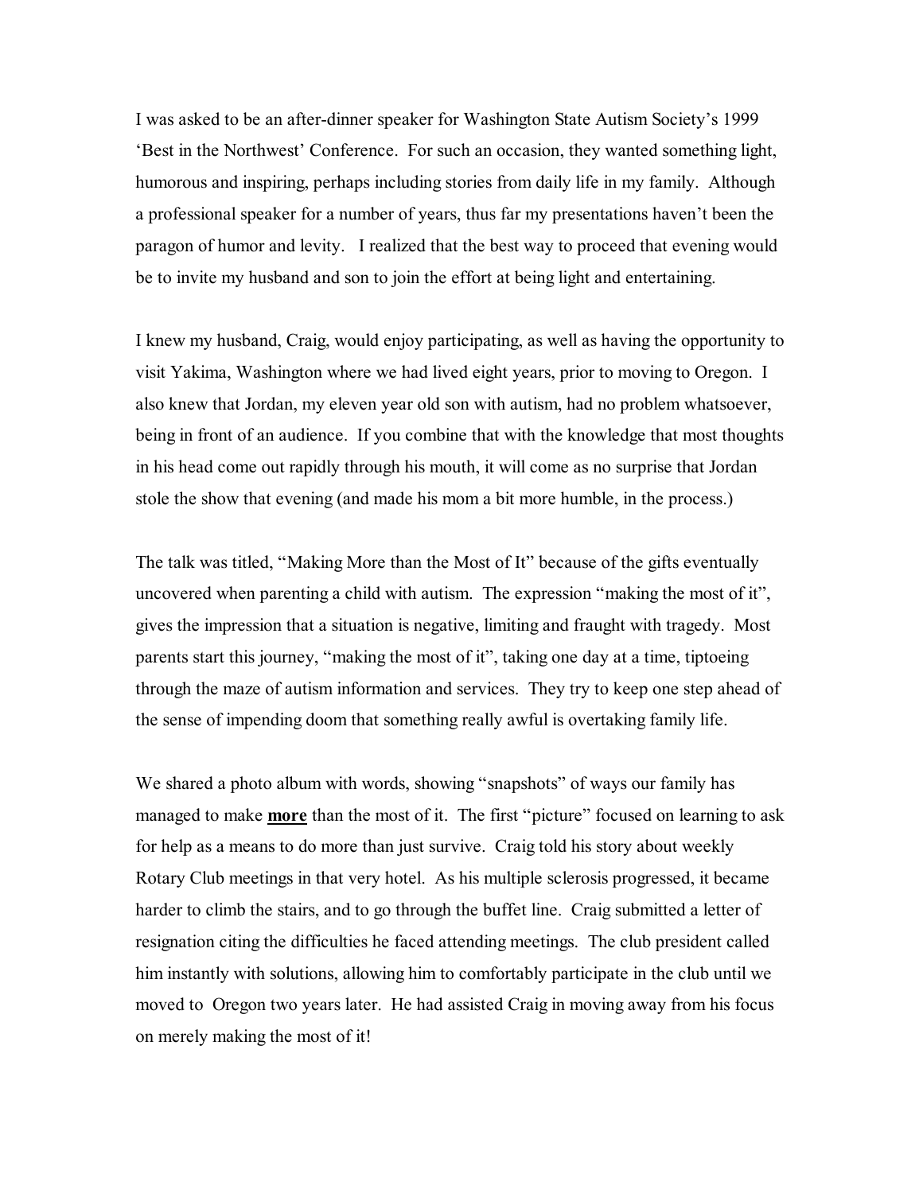I was asked to be an after-dinner speaker for Washington State Autism Society's 1999 'Best in the Northwest' Conference. For such an occasion, they wanted something light, humorous and inspiring, perhaps including stories from daily life in my family. Although a professional speaker for a number of years, thus far my presentations haven't been the paragon of humor and levity. I realized that the best way to proceed that evening would be to invite my husband and son to join the effort at being light and entertaining.

I knew my husband, Craig, would enjoy participating, as well as having the opportunity to visit Yakima, Washington where we had lived eight years, prior to moving to Oregon. I also knew that Jordan, my eleven year old son with autism, had no problem whatsoever, being in front of an audience. If you combine that with the knowledge that most thoughts in his head come out rapidly through his mouth, it will come as no surprise that Jordan stole the show that evening (and made his mom a bit more humble, in the process.)

The talk was titled, "Making More than the Most of It" because of the gifts eventually uncovered when parenting a child with autism. The expression "making the most of it", gives the impression that a situation is negative, limiting and fraught with tragedy. Most parents start this journey, "making the most of it", taking one day at a time, tiptoeing through the maze of autism information and services. They try to keep one step ahead of the sense of impending doom that something really awful is overtaking family life.

We shared a photo album with words, showing "snapshots" of ways our family has managed to make <u>**more**</u> than the most of it. The first "picture" focused on learning to ask for help as a means to do more than just survive. Craig told his story about weekly Rotary Club meetings in that very hotel. As his multiple sclerosis progressed, it became harder to climb the stairs, and to go through the buffet line. Craig submitted a letter of resignation citing the difficulties he faced attending meetings. The club president called him instantly with solutions, allowing him to comfortably participate in the club until we moved to Oregon two years later. He had assisted Craig in moving away from his focus on merely making the most of it!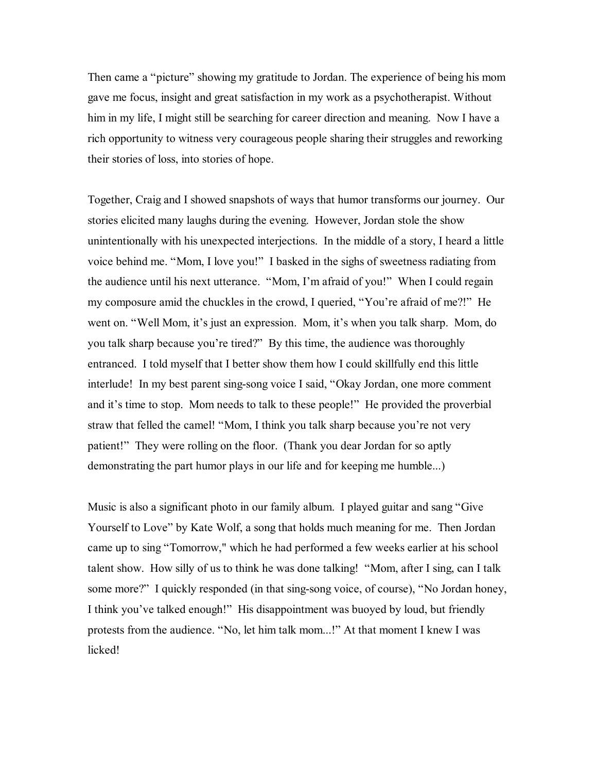Then came a "picture" showing my gratitude to Jordan. The experience of being his mom gave me focus, insight and great satisfaction in my work as a psychotherapist. Without him in my life, I might still be searching for career direction and meaning. Now I have a rich opportunity to witness very courageous people sharing their struggles and reworking their stories of loss, into stories of hope.

Together, Craig and I showed snapshots of ways that humor transforms our journey. Our stories elicited many laughs during the evening. However, Jordan stole the show unintentionally with his unexpected interjections. In the middle of a story, I heard a little voice behind me. "Mom, I love you!" I basked in the sighs of sweetness radiating from the audience until his next utterance. "Mom, I'm afraid of you!" When I could regain my composure amid the chuckles in the crowd, I queried, "You're afraid of me?!" He went on. "Well Mom, it's just an expression. Mom, it's when you talk sharp. Mom, do you talk sharp because you're tired?" By this time, the audience was thoroughly entranced. I told myself that I better show them how I could skillfully end this little interlude! In my best parent sing-song voice I said, "Okay Jordan, one more comment and it's time to stop. Mom needs to talk to these people!" He provided the proverbial straw that felled the camel! "Mom, I think you talk sharp because you're not very patient!" They were rolling on the floor. (Thank you dear Jordan for so aptly demonstrating the part humor plays in our life and for keeping me humble...)

Music is also a significant photo in our family album. I played guitar and sang "Give Yourself to Love" by Kate Wolf, a song that holds much meaning for me. Then Jordan came up to sing "Tomorrow," which he had performed a few weeks earlier at his school talent show. How silly of us to think he was done talking! "Mom, after I sing, can I talk some more?" I quickly responded (in that sing-song voice, of course), "No Jordan honey, I think you've talked enough!" His disappointment was buoyed by loud, but friendly protests from the audience. "No, let him talk mom...!" At that moment I knew I was licked!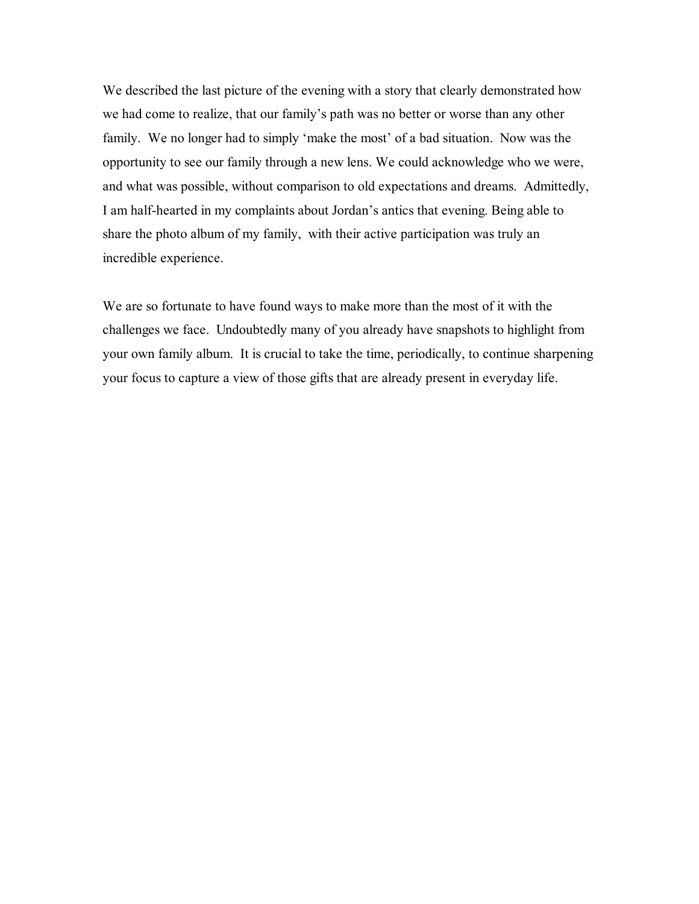We described the last picture of the evening with a story that clearly demonstrated how we had come to realize, that our family's path was no better or worse than any other family. We no longer had to simply 'make the most' of a bad situation. Now was the opportunity to see our family through a new lens. We could acknowledge who we were, and what was possible, without comparison to old expectations and dreams. Admittedly, I am half-hearted in my complaints about Jordan's antics that evening. Being able to share the photo album of my family, with their active participation was truly an incredible experience.

We are so fortunate to have found ways to make more than the most of it with the challenges we face. Undoubtedly many of you already have snapshots to highlight from your own family album. It is crucial to take the time, periodically, to continue sharpening your focus to capture a view of those gifts that are already present in everyday life.